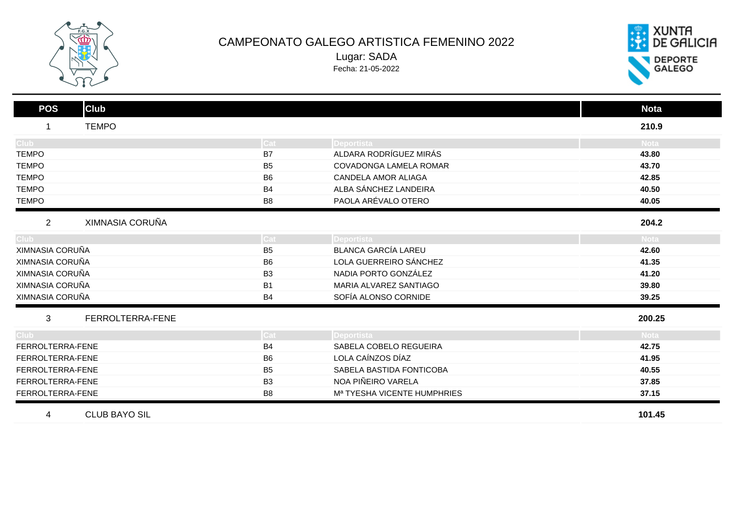# CAMPEONATO GALEGO ARTISTICA FEMENINO 2022

Lugar: SADA

Fecha: 21-05-2022

| POS | Club | | | Nota |
|---|---|---|---|---|
| 1 | TEMPO | | | **210.9** |
| | **Club** | **Cat** | **Deportista** | **Nota** |
| | TEMPO | B7 | ALDARA RODRÍGUEZ MIRÁS | **43.80** |
| | TEMPO | B5 | COVADONGA LAMELA ROMAR | **43.70** |
| | TEMPO | B6 | CANDELA AMOR ALIAGA | **42.85** |
| | TEMPO | B4 | ALBA SÁNCHEZ LANDEIRA | **40.50** |
| | TEMPO | B8 | PAOLA ARÉVALO OTERO | **40.05** |
| 2 | XIMNASIA CORUÑA | | | **204.2** |
| | **Club** | **Cat** | **Deportista** | **Nota** |
| | XIMNASIA CORUÑA | B5 | BLANCA GARCÍA LAREU | **42.60** |
| | XIMNASIA CORUÑA | B6 | LOLA GUERREIRO SÁNCHEZ | **41.35** |
| | XIMNASIA CORUÑA | B3 | NADIA PORTO GONZÁLEZ | **41.20** |
| | XIMNASIA CORUÑA | B1 | MARIA ALVAREZ SANTIAGO | **39.80** |
| | XIMNASIA CORUÑA | B4 | SOFÍA ALONSO CORNIDE | **39.25** |
| 3 | FERROLTERRA-FENE | | | **200.25** |
| | **Club** | **Cat** | **Deportista** | **Nota** |
| | FERROLTERRA-FENE | B4 | SABELA COBELO REGUEIRA | **42.75** |
| | FERROLTERRA-FENE | B6 | LOLA CAÍNZOS DÍAZ | **41.95** |
| | FERROLTERRA-FENE | B5 | SABELA BASTIDA FONTICOBA | **40.55** |
| | FERROLTERRA-FENE | B3 | NOA PIÑEIRO VARELA | **37.85** |
| | FERROLTERRA-FENE | B8 | Mª TYESHA VICENTE HUMPHRIES | **37.15** |
| 4 | CLUB BAYO SIL | | | **101.45** |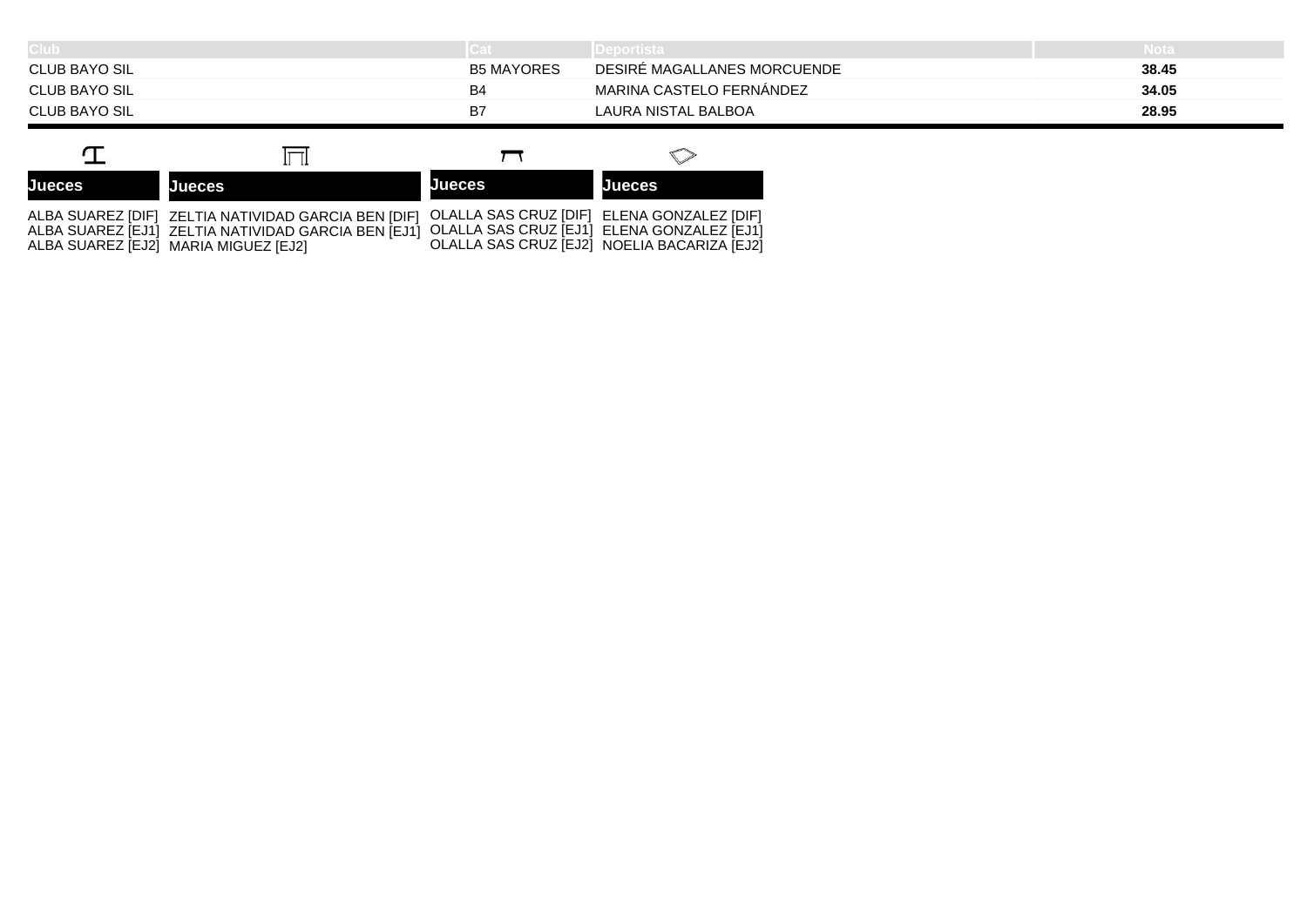| Club | Cat | Deportista | Nota |
|---|---|---|---|
| CLUB BAYO SIL | B5 MAYORES | DESIRÉ MAGALLANES MORCUENDE | **38.45** |
| CLUB BAYO SIL | B4 | MARINA CASTELO FERNÁNDEZ | **34.05** |
| CLUB BAYO SIL | B7 | LAURA NISTAL BALBOA | **28.95** |

**Jueces**

ALBA SUAREZ [DIF]
ALBA SUAREZ [EJ1]
ALBA SUAREZ [EJ2]

**Jueces**

ZELTIA NATIVIDAD GARCIA BEN [DIF]
ZELTIA NATIVIDAD GARCIA BEN [EJ1]
MARIA MIGUEZ [EJ2]

**Jueces**

OLALLA SAS CRUZ [DIF]
OLALLA SAS CRUZ [EJ1]
OLALLA SAS CRUZ [EJ2]

**Jueces**

ELENA GONZALEZ [DIF]
ELENA GONZALEZ [EJ1]
NOELIA BACARIZA [EJ2]